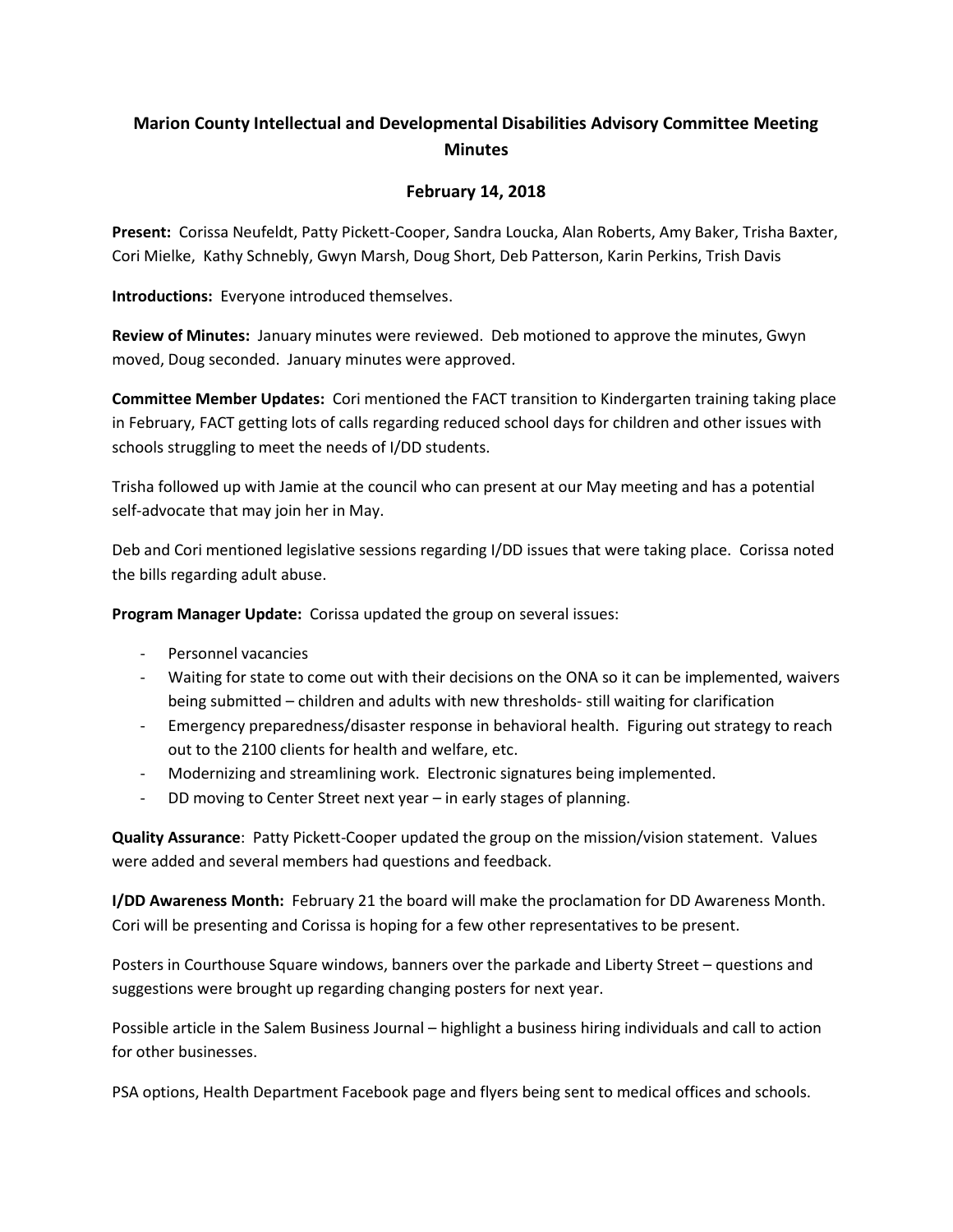# Marion County Intellectual and Developmental Disabilities Advisory Committee Meeting Minutes

## February 14, 2018

**Present:** Corissa Neufeldt, Patty Pickett-Cooper, Sandra Loucka, Alan Roberts, Amy Baker, Trisha Baxter, Cori Mielke, Kathy Schnebly, Gwyn Marsh, Doug Short, Deb Patterson, Karin Perkins, Trish Davis

**Introductions:** Everyone introduced themselves.

**Review of Minutes:** January minutes were reviewed. Deb motioned to approve the minutes, Gwyn moved, Doug seconded. January minutes were approved.

**Committee Member Updates:** Cori mentioned the FACT transition to Kindergarten training taking place in February, FACT getting lots of calls regarding reduced school days for children and other issues with schools struggling to meet the needs of I/DD students.

Trisha followed up with Jamie at the council who can present at our May meeting and has a potential self-advocate that may join her in May.

Deb and Cori mentioned legislative sessions regarding I/DD issues that were taking place. Corissa noted the bills regarding adult abuse.

**Program Manager Update:** Corissa updated the group on several issues:

- Personnel vacancies
- Waiting for state to come out with their decisions on the ONA so it can be implemented, waivers being submitted – children and adults with new thresholds- still waiting for clarification
- Emergency preparedness/disaster response in behavioral health. Figuring out strategy to reach out to the 2100 clients for health and welfare, etc.
- Modernizing and streamlining work. Electronic signatures being implemented.
- DD moving to Center Street next year – in early stages of planning.

**Quality Assurance**: Patty Pickett-Cooper updated the group on the mission/vision statement. Values were added and several members had questions and feedback.

**I/DD Awareness Month:** February 21 the board will make the proclamation for DD Awareness Month. Cori will be presenting and Corissa is hoping for a few other representatives to be present.

Posters in Courthouse Square windows, banners over the parkade and Liberty Street – questions and suggestions were brought up regarding changing posters for next year.

Possible article in the Salem Business Journal – highlight a business hiring individuals and call to action for other businesses.

PSA options, Health Department Facebook page and flyers being sent to medical offices and schools.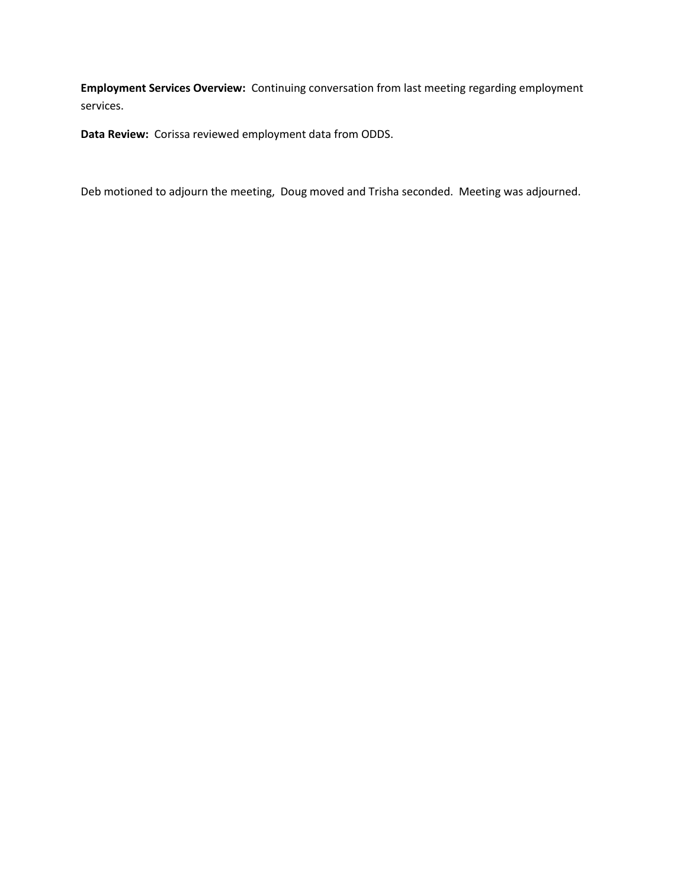**Employment Services Overview:** Continuing conversation from last meeting regarding employment services.

**Data Review:** Corissa reviewed employment data from ODDS.

Deb motioned to adjourn the meeting, Doug moved and Trisha seconded. Meeting was adjourned.